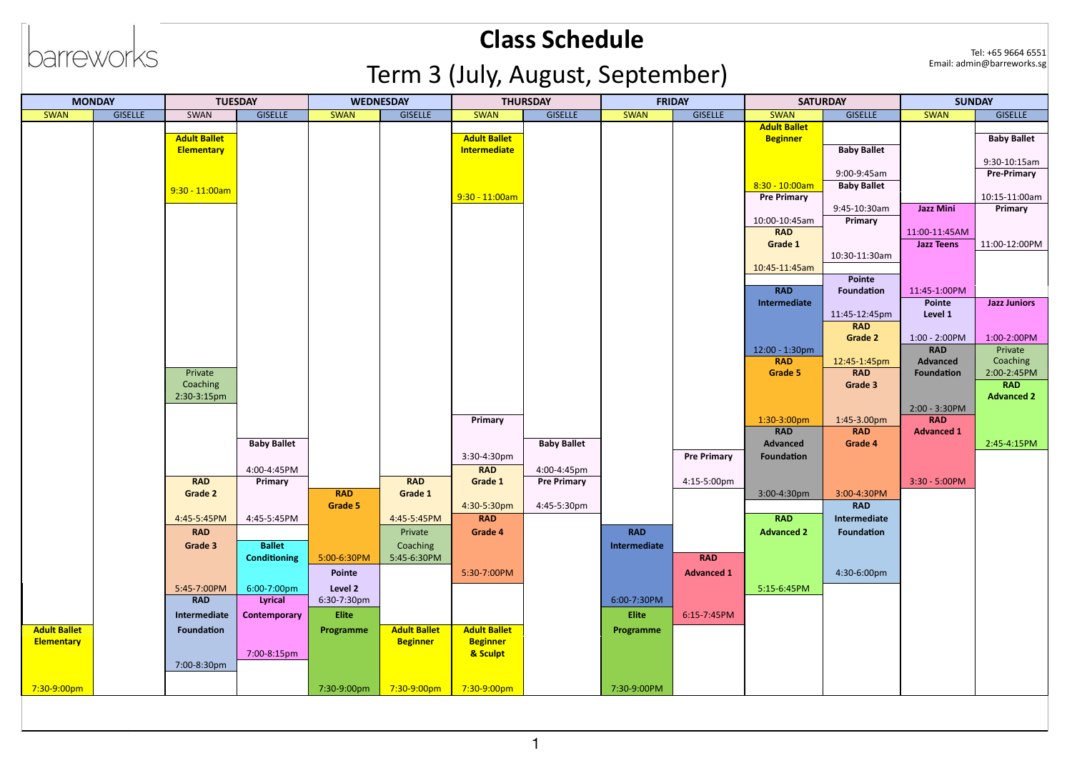# Class Schedule

## Term 3 (July, August, September)

Tel: +65 9664 6551
Email: admin@barreworks.sg

### MONDAY

| Studio | Class | Time |
|---|---|---|
| SWAN | Adult Ballet Elementary | 7:30-9:00pm |

### TUESDAY

| Studio | Class | Time |
|---|---|---|
| SWAN | Adult Ballet Elementary | 9:30 - 11:00am |
| SWAN | Private Coaching | 2:30-3:15pm |
| SWAN | RAD Grade 2 | 4:45-5:45PM |
| SWAN | RAD Grade 3 | 5:45-7:00PM |
| SWAN | RAD Intermediate Foundation | 7:00-8:30pm |
| GISELLE | Baby Ballet | 4:00-4:45PM |
| GISELLE | Primary | 4:45-5:45PM |
| GISELLE | Ballet Conditioning | 6:00-7:00pm |
| GISELLE | Lyrical Contemporary | 7:00-8:15pm |

### WEDNESDAY

| Studio | Class | Time |
|---|---|---|
| SWAN | RAD Grade 5 | 5:00-6:30PM |
| SWAN | Pointe Level 2 | 6:30-7:30pm |
| SWAN | Elite Programme | 7:30-9:00pm |
| GISELLE | RAD Grade 1 | 4:45-5:45PM |
| GISELLE | Private Coaching | 5:45-6:30PM |
| GISELLE | Adult Ballet Beginner | 7:30-9:00pm |

### THURSDAY

| Studio | Class | Time |
|---|---|---|
| SWAN | Adult Ballet Intermediate | 9:30 - 11:00am |
| SWAN | Primary | 3:30-4:30pm |
| SWAN | RAD Grade 1 | 4:30-5:30pm |
| SWAN | RAD Grade 4 | 5:30-7:00PM |
| SWAN | Adult Ballet Beginner & Sculpt | 7:30-9:00pm |
| GISELLE | Baby Ballet | 4:00-4:45pm |
| GISELLE | Pre Primary | 4:45-5:30pm |

### FRIDAY

| Studio | Class | Time |
|---|---|---|
| SWAN | RAD Intermediate | 6:00-7:30PM |
| SWAN | Elite Programme | 7:30-9:00PM |
| GISELLE | Pre Primary | 4:15-5:00pm |
| GISELLE | RAD Advanced 1 | 6:15-7:45PM |

### SATURDAY

| Studio | Class | Time |
|---|---|---|
| SWAN | Adult Ballet Beginner | 8:30 - 10:00am |
| SWAN | Pre Primary | 10:00-10:45am |
| SWAN | RAD Grade 1 | 10:45-11:45am |
| SWAN | RAD Intermediate | 12:00 - 1:30pm |
| SWAN | RAD Grade 5 | 1:30-3:00pm |
| SWAN | RAD Advanced Foundation | 3:00-4:30pm |
| SWAN | RAD Advanced 2 | 5:15-6:45PM |
| GISELLE | Baby Ballet | 9:00-9:45am |
| GISELLE | Baby Ballet | 9:45-10:30am |
| GISELLE | Primary | 10:30-11:30am |
| GISELLE | Pointe Foundation | 11:45-12:45pm |
| GISELLE | RAD Grade 2 | 12:45-1:45pm |
| GISELLE | RAD Grade 3 | 1:45-3.00pm |
| GISELLE | RAD Grade 4 | 3:00-4:30PM |
| GISELLE | RAD Intermediate Foundation | 4:30-6:00pm |

### SUNDAY

| Studio | Class | Time |
|---|---|---|
| SWAN | Jazz Mini | 11:00-11:45AM |
| SWAN | Jazz Teens | 11:45-1:00PM |
| SWAN | Pointe Level 1 | 1:00 - 2:00PM |
| SWAN | RAD Advanced Foundation | 2:00 - 3:30PM |
| SWAN | RAD Advanced 1 | 3:30 - 5:00PM |
| GISELLE | Baby Ballet | 9:30-10:15am |
| GISELLE | Pre-Primary | 10:15-11:00am |
| GISELLE | Primary | 11:00-12:00PM |
| GISELLE | Jazz Juniors | 1:00-2:00PM |
| GISELLE | Private Coaching | 2:00-2:45PM |
| GISELLE | RAD Advanced 2 | 2:45-4:15PM |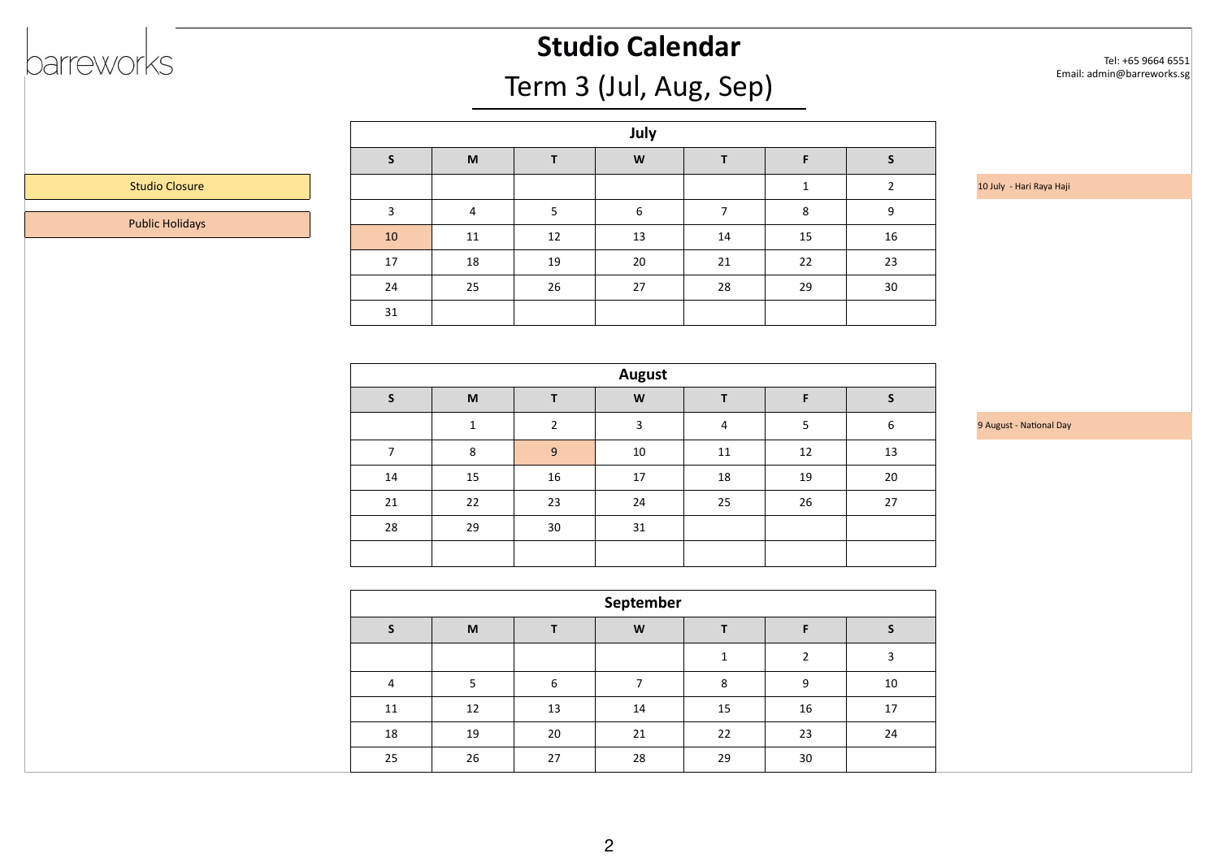barreworks

# Studio Calendar

## Term 3 (Jul, Aug, Sep)

Tel: +65 9664 6551
Email: admin@barreworks.sg

Studio Closure

Public Holidays

| July | | | | | | |
|---|---|---|---|---|---|---|
| S | M | T | W | T | F | S |
| | | | | | 1 | 2 |
| 3 | 4 | 5 | 6 | 7 | 8 | 9 |
| 10 | 11 | 12 | 13 | 14 | 15 | 16 |
| 17 | 18 | 19 | 20 | 21 | 22 | 23 |
| 24 | 25 | 26 | 27 | 28 | 29 | 30 |
| 31 | | | | | | |

10 July - Hari Raya Haji

| August | | | | | | |
|---|---|---|---|---|---|---|
| S | M | T | W | T | F | S |
| | 1 | 2 | 3 | 4 | 5 | 6 |
| 7 | 8 | 9 | 10 | 11 | 12 | 13 |
| 14 | 15 | 16 | 17 | 18 | 19 | 20 |
| 21 | 22 | 23 | 24 | 25 | 26 | 27 |
| 28 | 29 | 30 | 31 | | | |
| | | | | | | |

9 August - National Day

| September | | | | | | |
|---|---|---|---|---|---|---|
| S | M | T | W | T | F | S |
| | | | | 1 | 2 | 3 |
| 4 | 5 | 6 | 7 | 8 | 9 | 10 |
| 11 | 12 | 13 | 14 | 15 | 16 | 17 |
| 18 | 19 | 20 | 21 | 22 | 23 | 24 |
| 25 | 26 | 27 | 28 | 29 | 30 | |